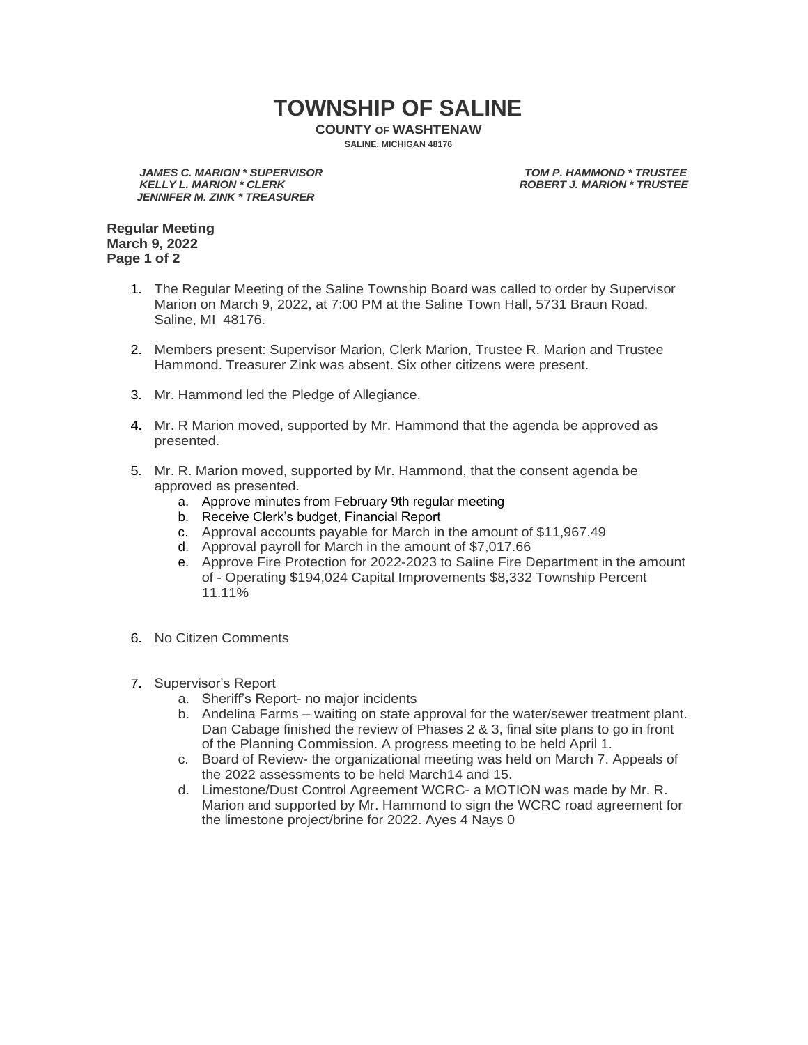# TOWNSHIP OF SALINE

**COUNTY OF WASHTENAW**

**SALINE, MICHIGAN 48176**

***JAMES C. MARION * SUPERVISOR***
***KELLY L. MARION * CLERK***
***JENNIFER M. ZINK * TREASURER***

***TOM P. HAMMOND * TRUSTEE***
***ROBERT J. MARION * TRUSTEE***

**Regular Meeting**
**March 9, 2022**
**Page 1 of 2**

1. The Regular Meeting of the Saline Township Board was called to order by Supervisor Marion on March 9, 2022, at 7:00 PM at the Saline Town Hall, 5731 Braun Road, Saline, MI 48176.

2. Members present: Supervisor Marion, Clerk Marion, Trustee R. Marion and Trustee Hammond. Treasurer Zink was absent. Six other citizens were present.

3. Mr. Hammond led the Pledge of Allegiance.

4. Mr. R Marion moved, supported by Mr. Hammond that the agenda be approved as presented.

5. Mr. R. Marion moved, supported by Mr. Hammond, that the consent agenda be approved as presented.
   a. Approve minutes from February 9th regular meeting
   b. Receive Clerk's budget, Financial Report
   c. Approval accounts payable for March in the amount of $11,967.49
   d. Approval payroll for March in the amount of $7,017.66
   e. Approve Fire Protection for 2022-2023 to Saline Fire Department in the amount of - Operating $194,024 Capital Improvements $8,332 Township Percent 11.11%

6. No Citizen Comments

7. Supervisor's Report
   a. Sheriff's Report- no major incidents
   b. Andelina Farms – waiting on state approval for the water/sewer treatment plant. Dan Cabage finished the review of Phases 2 & 3, final site plans to go in front of the Planning Commission. A progress meeting to be held April 1.
   c. Board of Review- the organizational meeting was held on March 7. Appeals of the 2022 assessments to be held March14 and 15.
   d. Limestone/Dust Control Agreement WCRC- a MOTION was made by Mr. R. Marion and supported by Mr. Hammond to sign the WCRC road agreement for the limestone project/brine for 2022. Ayes 4 Nays 0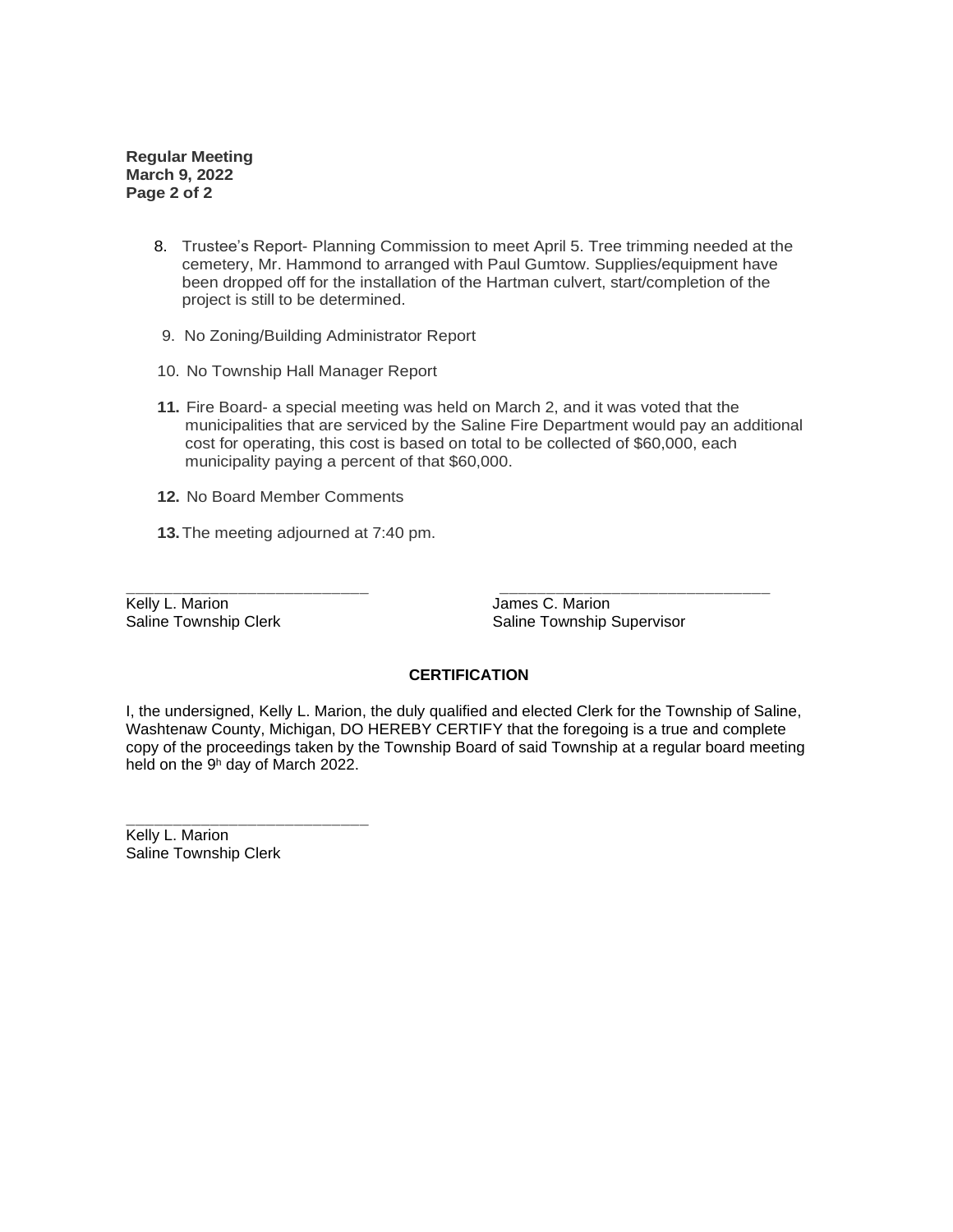**Regular Meeting**
**March 9, 2022**

8. Trustee's Report- Planning Commission to meet April 5. Tree trimming needed at the cemetery, Mr. Hammond to arranged with Paul Gumtow. Supplies/equipment have been dropped off for the installation of the Hartman culvert, start/completion of the project is still to be determined.

9. No Zoning/Building Administrator Report

10. No Township Hall Manager Report

11. Fire Board- a special meeting was held on March 2, and it was voted that the municipalities that are serviced by the Saline Fire Department would pay an additional cost for operating, this cost is based on total to be collected of $60,000, each municipality paying a percent of that $60,000.

12. No Board Member Comments

13. The meeting adjourned at 7:40 pm.

\_\_\_\_\_\_\_\_\_\_\_\_\_\_\_\_\_\_\_\_\_\_\_\_\_\_\_\_
Kelly L. Marion
Saline Township Clerk

\_\_\_\_\_\_\_\_\_\_\_\_\_\_\_\_\_\_\_\_\_\_\_\_\_\_\_\_\_\_
James C. Marion
Saline Township Supervisor

**CERTIFICATION**

I, the undersigned, Kelly L. Marion, the duly qualified and elected Clerk for the Township of Saline, Washtenaw County, Michigan, DO HEREBY CERTIFY that the foregoing is a true and complete copy of the proceedings taken by the Township Board of said Township at a regular board meeting held on the 9h day of March 2022.

\_\_\_\_\_\_\_\_\_\_\_\_\_\_\_\_\_\_\_\_\_\_\_\_\_\_\_\_
Kelly L. Marion
Saline Township Clerk